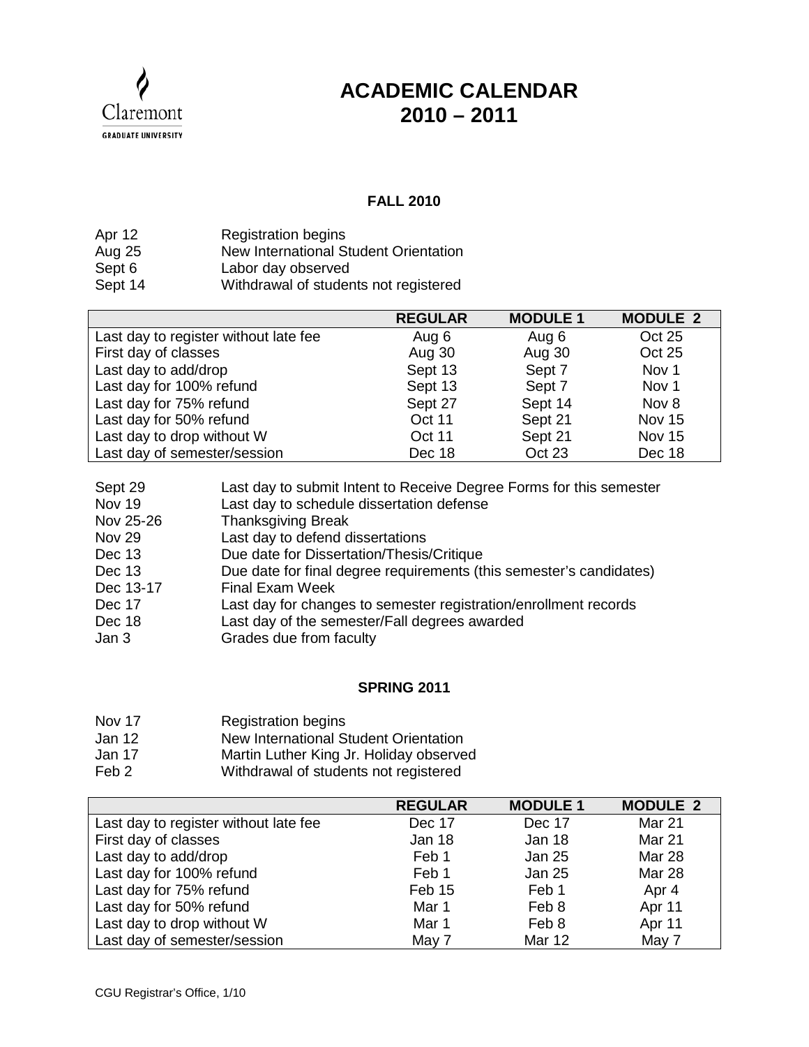Claremont
GRADUATE UNIVERSITY

# ACADEMIC CALENDAR 2010 – 2011

## FALL 2010

| | |
|---|---|
| Apr 12 | Registration begins |
| Aug 25 | New International Student Orientation |
| Sept 6 | Labor day observed |
| Sept 14 | Withdrawal of students not registered |

| | REGULAR | MODULE 1 | MODULE 2 |
|---|---|---|---|
| Last day to register without late fee | Aug 6 | Aug 6 | Oct 25 |
| First day of classes | Aug 30 | Aug 30 | Oct 25 |
| Last day to add/drop | Sept 13 | Sept 7 | Nov 1 |
| Last day for 100% refund | Sept 13 | Sept 7 | Nov 1 |
| Last day for 75% refund | Sept 27 | Sept 14 | Nov 8 |
| Last day for 50% refund | Oct 11 | Sept 21 | Nov 15 |
| Last day to drop without W | Oct 11 | Sept 21 | Nov 15 |
| Last day of semester/session | Dec 18 | Oct 23 | Dec 18 |

| | |
|---|---|
| Sept 29 | Last day to submit Intent to Receive Degree Forms for this semester |
| Nov 19 | Last day to schedule dissertation defense |
| Nov 25-26 | Thanksgiving Break |
| Nov 29 | Last day to defend dissertations |
| Dec 13 | Due date for Dissertation/Thesis/Critique |
| Dec 13 | Due date for final degree requirements (this semester's candidates) |
| Dec 13-17 | Final Exam Week |
| Dec 17 | Last day for changes to semester registration/enrollment records |
| Dec 18 | Last day of the semester/Fall degrees awarded |
| Jan 3 | Grades due from faculty |

## SPRING 2011

| | |
|---|---|
| Nov 17 | Registration begins |
| Jan 12 | New International Student Orientation |
| Jan 17 | Martin Luther King Jr. Holiday observed |
| Feb 2 | Withdrawal of students not registered |

| | REGULAR | MODULE 1 | MODULE 2 |
|---|---|---|---|
| Last day to register without late fee | Dec 17 | Dec 17 | Mar 21 |
| First day of classes | Jan 18 | Jan 18 | Mar 21 |
| Last day to add/drop | Feb 1 | Jan 25 | Mar 28 |
| Last day for 100% refund | Feb 1 | Jan 25 | Mar 28 |
| Last day for 75% refund | Feb 15 | Feb 1 | Apr 4 |
| Last day for 50% refund | Mar 1 | Feb 8 | Apr 11 |
| Last day to drop without W | Mar 1 | Feb 8 | Apr 11 |
| Last day of semester/session | May 7 | Mar 12 | May 7 |

CGU Registrar's Office, 1/10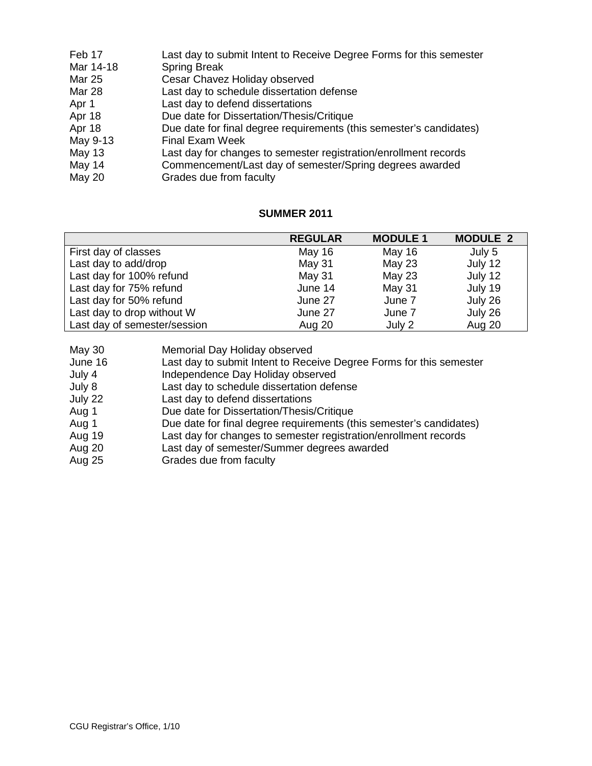| | |
|---|---|
| Feb 17 | Last day to submit Intent to Receive Degree Forms for this semester |
| Mar 14-18 | Spring Break |
| Mar 25 | Cesar Chavez Holiday observed |
| Mar 28 | Last day to schedule dissertation defense |
| Apr 1 | Last day to defend dissertations |
| Apr 18 | Due date for Dissertation/Thesis/Critique |
| Apr 18 | Due date for final degree requirements (this semester's candidates) |
| May 9-13 | Final Exam Week |
| May 13 | Last day for changes to semester registration/enrollment records |
| May 14 | Commencement/Last day of semester/Spring degrees awarded |
| May 20 | Grades due from faculty |

## SUMMER 2011

| | REGULAR | MODULE 1 | MODULE 2 |
|---|---|---|---|
| First day of classes | May 16 | May 16 | July 5 |
| Last day to add/drop | May 31 | May 23 | July 12 |
| Last day for 100% refund | May 31 | May 23 | July 12 |
| Last day for 75% refund | June 14 | May 31 | July 19 |
| Last day for 50% refund | June 27 | June 7 | July 26 |
| Last day to drop without W | June 27 | June 7 | July 26 |
| Last day of semester/session | Aug 20 | July 2 | Aug 20 |

| | |
|---|---|
| May 30 | Memorial Day Holiday observed |
| June 16 | Last day to submit Intent to Receive Degree Forms for this semester |
| July 4 | Independence Day Holiday observed |
| July 8 | Last day to schedule dissertation defense |
| July 22 | Last day to defend dissertations |
| Aug 1 | Due date for Dissertation/Thesis/Critique |
| Aug 1 | Due date for final degree requirements (this semester's candidates) |
| Aug 19 | Last day for changes to semester registration/enrollment records |
| Aug 20 | Last day of semester/Summer degrees awarded |
| Aug 25 | Grades due from faculty |

CGU Registrar's Office, 1/10